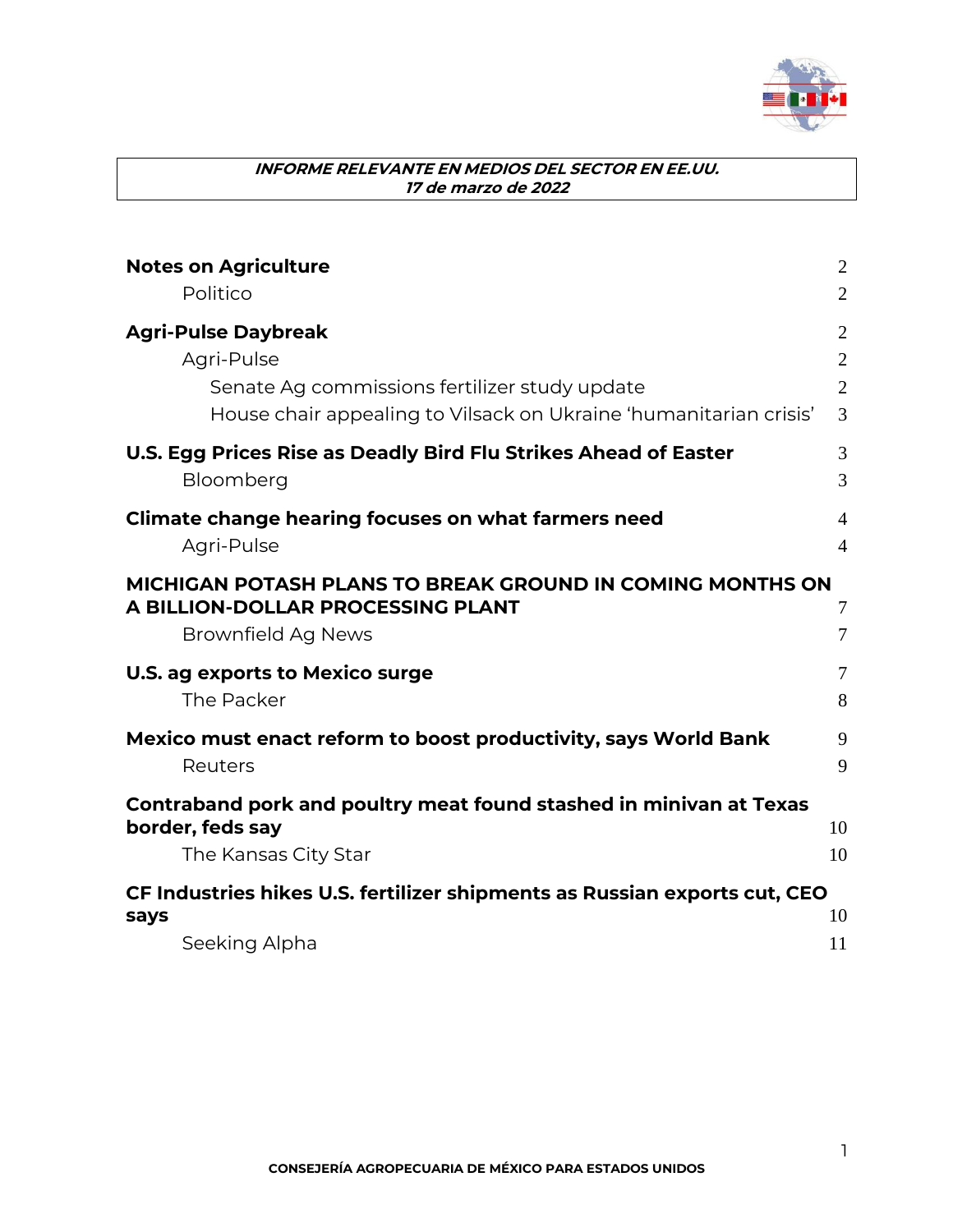***INFORME RELEVANTE EN MEDIOS DEL SECTOR EN EE.UU.***
***17 de marzo de 2022***

| | |
|---|---|
| **Notes on Agriculture** | 2 |
| Politico | 2 |
| **Agri-Pulse Daybreak** | 2 |
| Agri-Pulse | 2 |
| Senate Ag commissions fertilizer study update | 2 |
| House chair appealing to Vilsack on Ukraine 'humanitarian crisis' | 3 |
| **U.S. Egg Prices Rise as Deadly Bird Flu Strikes Ahead of Easter** | 3 |
| Bloomberg | 3 |
| **Climate change hearing focuses on what farmers need** | 4 |
| Agri-Pulse | 4 |
| **MICHIGAN POTASH PLANS TO BREAK GROUND IN COMING MONTHS ON A BILLION-DOLLAR PROCESSING PLANT** | 7 |
| Brownfield Ag News | 7 |
| **U.S. ag exports to Mexico surge** | 7 |
| The Packer | 8 |
| **Mexico must enact reform to boost productivity, says World Bank** | 9 |
| Reuters | 9 |
| **Contraband pork and poultry meat found stashed in minivan at Texas border, feds say** | 10 |
| The Kansas City Star | 10 |
| **CF Industries hikes U.S. fertilizer shipments as Russian exports cut, CEO says** | 10 |
| Seeking Alpha | 11 |

**CONSEJERÍA AGROPECUARIA DE MÉXICO PARA ESTADOS UNIDOS**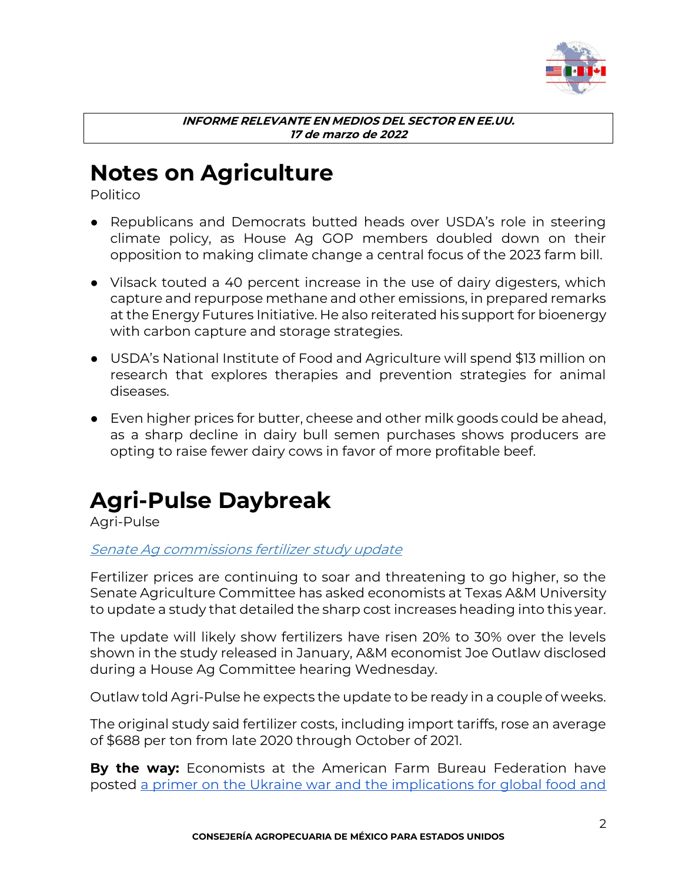**INFORME RELEVANTE EN MEDIOS DEL SECTOR EN EE.UU.**
***17 de marzo de 2022***

# Notes on Agriculture

Politico

- Republicans and Democrats butted heads over USDA's role in steering climate policy, as House Ag GOP members doubled down on their opposition to making climate change a central focus of the 2023 farm bill.
- Vilsack touted a 40 percent increase in the use of dairy digesters, which capture and repurpose methane and other emissions, in prepared remarks at the Energy Futures Initiative. He also reiterated his support for bioenergy with carbon capture and storage strategies.
- USDA's National Institute of Food and Agriculture will spend $13 million on research that explores therapies and prevention strategies for animal diseases.
- Even higher prices for butter, cheese and other milk goods could be ahead, as a sharp decline in dairy bull semen purchases shows producers are opting to raise fewer dairy cows in favor of more profitable beef.

# Agri-Pulse Daybreak

Agri-Pulse

*Senate Ag commissions fertilizer study update*

Fertilizer prices are continuing to soar and threatening to go higher, so the Senate Agriculture Committee has asked economists at Texas A&M University to update a study that detailed the sharp cost increases heading into this year.

The update will likely show fertilizers have risen 20% to 30% over the levels shown in the study released in January, A&M economist Joe Outlaw disclosed during a House Ag Committee hearing Wednesday.

Outlaw told Agri-Pulse he expects the update to be ready in a couple of weeks.

The original study said fertilizer costs, including import tariffs, rose an average of $688 per ton from late 2020 through October of 2021.

**By the way:** Economists at the American Farm Bureau Federation have posted a primer on the Ukraine war and the implications for global food and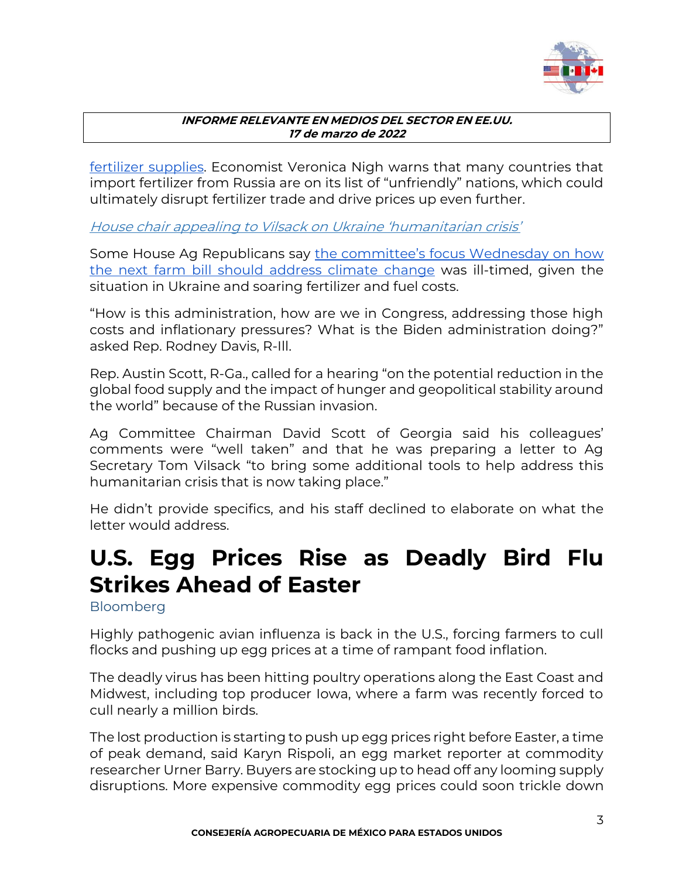fertilizer supplies. Economist Veronica Nigh warns that many countries that import fertilizer from Russia are on its list of "unfriendly" nations, which could ultimately disrupt fertilizer trade and drive prices up even further.

*House chair appealing to Vilsack on Ukraine 'humanitarian crisis'*

Some House Ag Republicans say the committee's focus Wednesday on how the next farm bill should address climate change was ill-timed, given the situation in Ukraine and soaring fertilizer and fuel costs.

"How is this administration, how are we in Congress, addressing those high costs and inflationary pressures? What is the Biden administration doing?" asked Rep. Rodney Davis, R-Ill.

Rep. Austin Scott, R-Ga., called for a hearing "on the potential reduction in the global food supply and the impact of hunger and geopolitical stability around the world" because of the Russian invasion.

Ag Committee Chairman David Scott of Georgia said his colleagues' comments were "well taken" and that he was preparing a letter to Ag Secretary Tom Vilsack "to bring some additional tools to help address this humanitarian crisis that is now taking place."

He didn't provide specifics, and his staff declined to elaborate on what the letter would address.

# U.S. Egg Prices Rise as Deadly Bird Flu Strikes Ahead of Easter

Bloomberg

Highly pathogenic avian influenza is back in the U.S., forcing farmers to cull flocks and pushing up egg prices at a time of rampant food inflation.

The deadly virus has been hitting poultry operations along the East Coast and Midwest, including top producer Iowa, where a farm was recently forced to cull nearly a million birds.

The lost production is starting to push up egg prices right before Easter, a time of peak demand, said Karyn Rispoli, an egg market reporter at commodity researcher Urner Barry. Buyers are stocking up to head off any looming supply disruptions. More expensive commodity egg prices could soon trickle down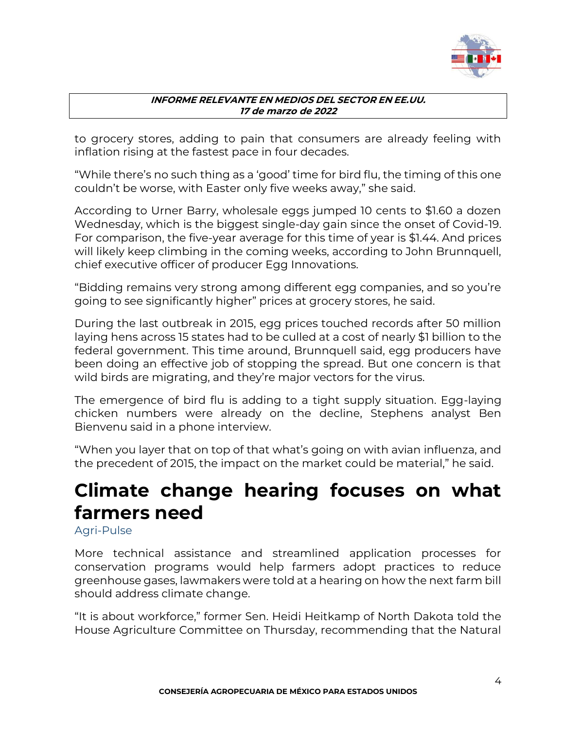to grocery stores, adding to pain that consumers are already feeling with inflation rising at the fastest pace in four decades.

"While there's no such thing as a 'good' time for bird flu, the timing of this one couldn't be worse, with Easter only five weeks away," she said.

According to Urner Barry, wholesale eggs jumped 10 cents to $1.60 a dozen Wednesday, which is the biggest single-day gain since the onset of Covid-19. For comparison, the five-year average for this time of year is $1.44. And prices will likely keep climbing in the coming weeks, according to John Brunnquell, chief executive officer of producer Egg Innovations.

"Bidding remains very strong among different egg companies, and so you're going to see significantly higher" prices at grocery stores, he said.

During the last outbreak in 2015, egg prices touched records after 50 million laying hens across 15 states had to be culled at a cost of nearly $1 billion to the federal government. This time around, Brunnquell said, egg producers have been doing an effective job of stopping the spread. But one concern is that wild birds are migrating, and they're major vectors for the virus.

The emergence of bird flu is adding to a tight supply situation. Egg-laying chicken numbers were already on the decline, Stephens analyst Ben Bienvenu said in a phone interview.

"When you layer that on top of that what's going on with avian influenza, and the precedent of 2015, the impact on the market could be material," he said.

# Climate change hearing focuses on what farmers need

Agri-Pulse

More technical assistance and streamlined application processes for conservation programs would help farmers adopt practices to reduce greenhouse gases, lawmakers were told at a hearing on how the next farm bill should address climate change.

"It is about workforce," former Sen. Heidi Heitkamp of North Dakota told the House Agriculture Committee on Thursday, recommending that the Natural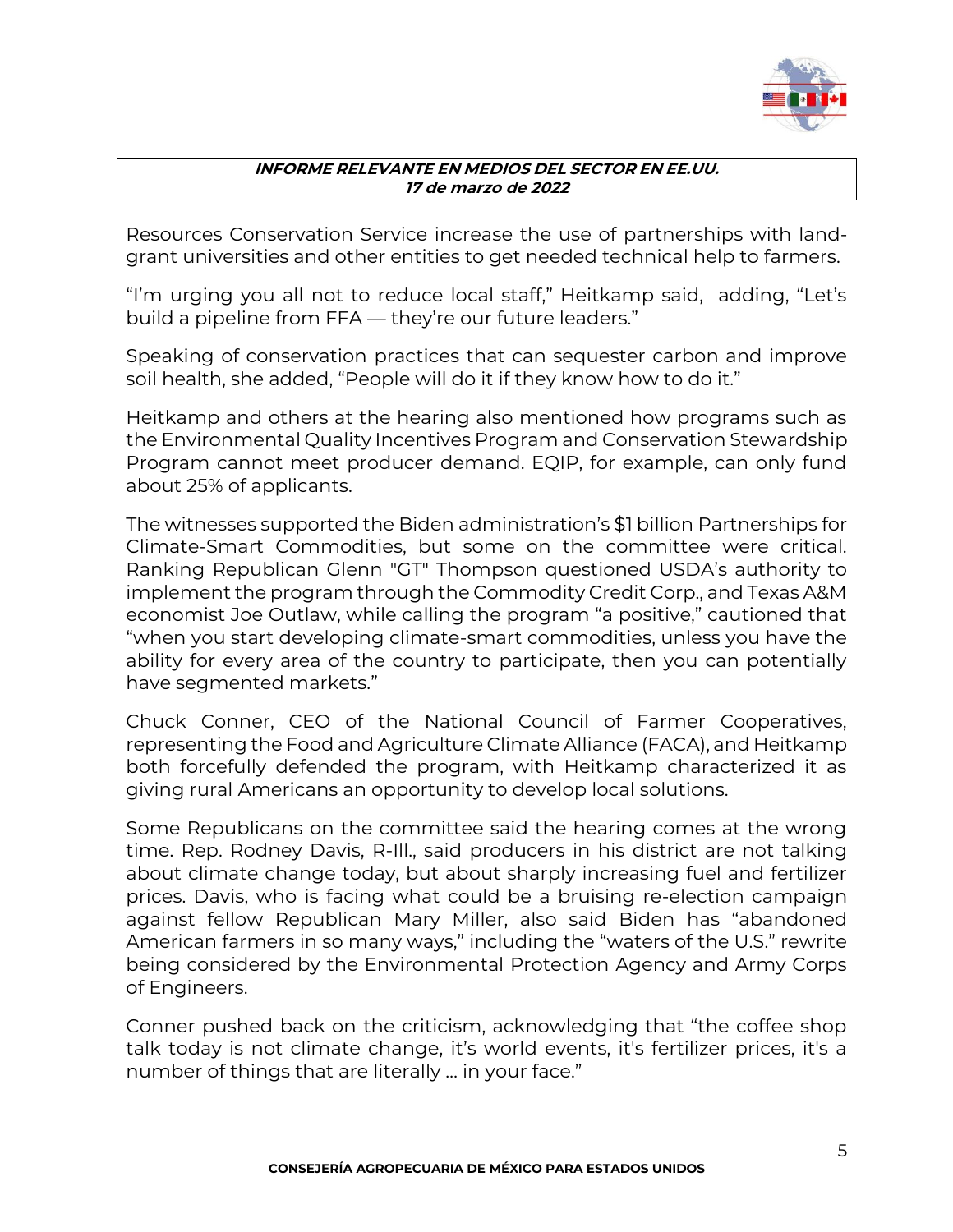Resources Conservation Service increase the use of partnerships with land-grant universities and other entities to get needed technical help to farmers.

“I’m urging you all not to reduce local staff,” Heitkamp said, adding, “Let’s build a pipeline from FFA — they’re our future leaders.”

Speaking of conservation practices that can sequester carbon and improve soil health, she added, “People will do it if they know how to do it.”

Heitkamp and others at the hearing also mentioned how programs such as the Environmental Quality Incentives Program and Conservation Stewardship Program cannot meet producer demand. EQIP, for example, can only fund about 25% of applicants.

The witnesses supported the Biden administration’s $1 billion Partnerships for Climate-Smart Commodities, but some on the committee were critical. Ranking Republican Glenn "GT" Thompson questioned USDA’s authority to implement the program through the Commodity Credit Corp., and Texas A&M economist Joe Outlaw, while calling the program “a positive,” cautioned that “when you start developing climate-smart commodities, unless you have the ability for every area of the country to participate, then you can potentially have segmented markets.”

Chuck Conner, CEO of the National Council of Farmer Cooperatives, representing the Food and Agriculture Climate Alliance (FACA), and Heitkamp both forcefully defended the program, with Heitkamp characterizing it as giving rural Americans an opportunity to develop local solutions.

Some Republicans on the committee said the hearing comes at the wrong time. Rep. Rodney Davis, R-Ill., said producers in his district are not talking about climate change today, but about sharply increasing fuel and fertilizer prices. Davis, who is facing what could be a bruising re-election campaign against fellow Republican Mary Miller, also said Biden has “abandoned American farmers in so many ways,” including the “waters of the U.S.” rewrite being considered by the Environmental Protection Agency and Army Corps of Engineers.

Conner pushed back on the criticism, acknowledging that “the coffee shop talk today is not climate change, it’s world events, it's fertilizer prices, it's a number of things that are literally … in your face.”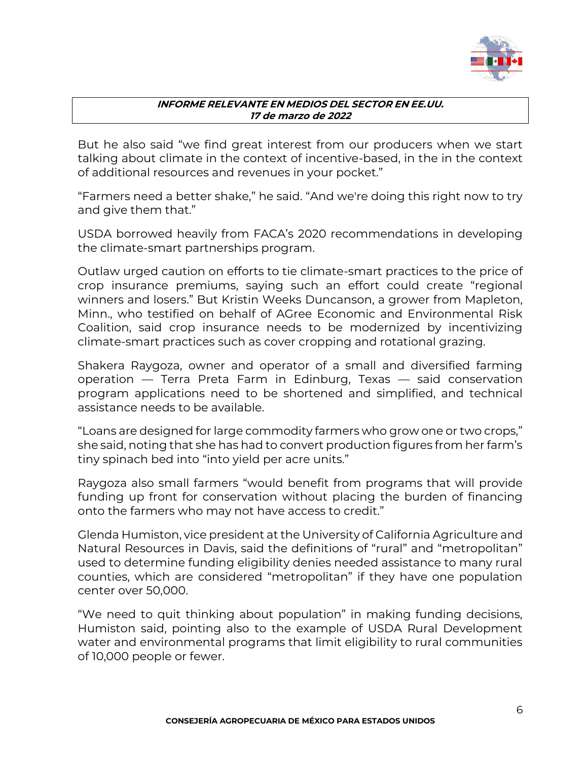But he also said "we find great interest from our producers when we start talking about climate in the context of incentive-based, in the in the context of additional resources and revenues in your pocket."

"Farmers need a better shake," he said. "And we're doing this right now to try and give them that."

USDA borrowed heavily from FACA's 2020 recommendations in developing the climate-smart partnerships program.

Outlaw urged caution on efforts to tie climate-smart practices to the price of crop insurance premiums, saying such an effort could create "regional winners and losers." But Kristin Weeks Duncanson, a grower from Mapleton, Minn., who testified on behalf of AGree Economic and Environmental Risk Coalition, said crop insurance needs to be modernized by incentivizing climate-smart practices such as cover cropping and rotational grazing.

Shakera Raygoza, owner and operator of a small and diversified farming operation — Terra Preta Farm in Edinburg, Texas — said conservation program applications need to be shortened and simplified, and technical assistance needs to be available.

"Loans are designed for large commodity farmers who grow one or two crops," she said, noting that she has had to convert production figures from her farm's tiny spinach bed into "into yield per acre units."

Raygoza also small farmers "would benefit from programs that will provide funding up front for conservation without placing the burden of financing onto the farmers who may not have access to credit."

Glenda Humiston, vice president at the University of California Agriculture and Natural Resources in Davis, said the definitions of "rural" and "metropolitan" used to determine funding eligibility denies needed assistance to many rural counties, which are considered "metropolitan" if they have one population center over 50,000.

"We need to quit thinking about population" in making funding decisions, Humiston said, pointing also to the example of USDA Rural Development water and environmental programs that limit eligibility to rural communities of 10,000 people or fewer.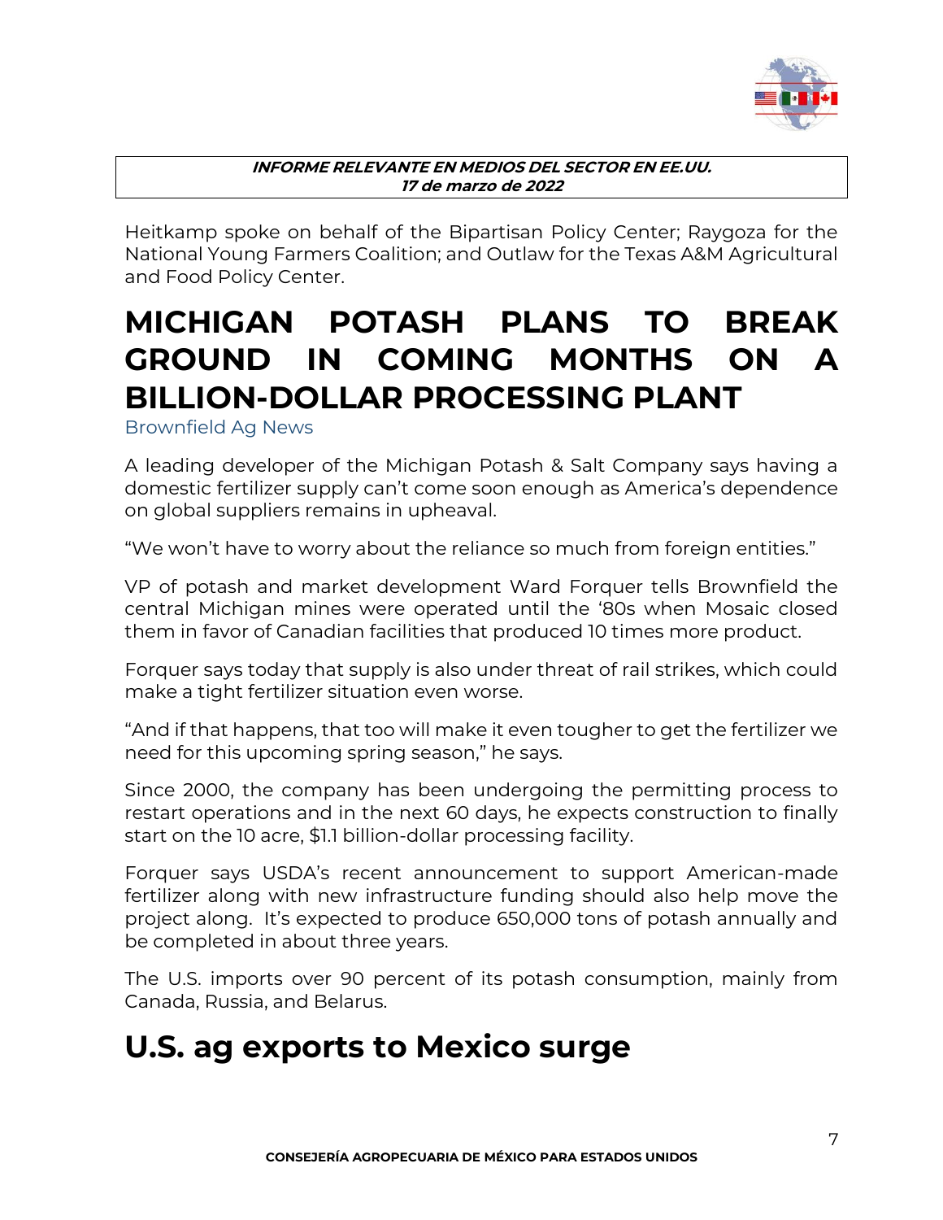Heitkamp spoke on behalf of the Bipartisan Policy Center; Raygoza for the National Young Farmers Coalition; and Outlaw for the Texas A&M Agricultural and Food Policy Center.

# MICHIGAN POTASH PLANS TO BREAK GROUND IN COMING MONTHS ON A BILLION-DOLLAR PROCESSING PLANT

Brownfield Ag News

A leading developer of the Michigan Potash & Salt Company says having a domestic fertilizer supply can't come soon enough as America's dependence on global suppliers remains in upheaval.

"We won't have to worry about the reliance so much from foreign entities."

VP of potash and market development Ward Forquer tells Brownfield the central Michigan mines were operated until the '80s when Mosaic closed them in favor of Canadian facilities that produced 10 times more product.

Forquer says today that supply is also under threat of rail strikes, which could make a tight fertilizer situation even worse.

"And if that happens, that too will make it even tougher to get the fertilizer we need for this upcoming spring season," he says.

Since 2000, the company has been undergoing the permitting process to restart operations and in the next 60 days, he expects construction to finally start on the 10 acre, $1.1 billion-dollar processing facility.

Forquer says USDA's recent announcement to support American-made fertilizer along with new infrastructure funding should also help move the project along. It's expected to produce 650,000 tons of potash annually and be completed in about three years.

The U.S. imports over 90 percent of its potash consumption, mainly from Canada, Russia, and Belarus.

# U.S. ag exports to Mexico surge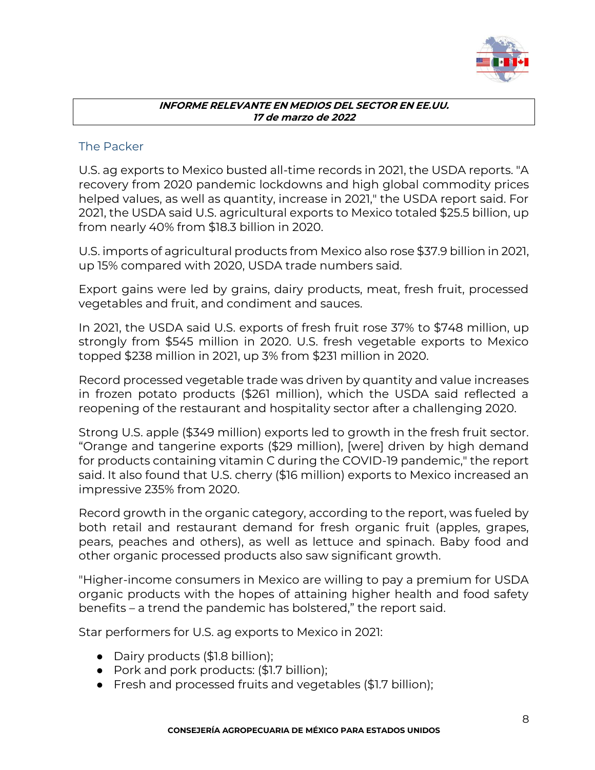**INFORME RELEVANTE EN MEDIOS DEL SECTOR EN EE.UU.**
**17 de marzo de 2022**

## The Packer

U.S. ag exports to Mexico busted all-time records in 2021, the USDA reports. "A recovery from 2020 pandemic lockdowns and high global commodity prices helped values, as well as quantity, increase in 2021," the USDA report said. For 2021, the USDA said U.S. agricultural exports to Mexico totaled $25.5 billion, up from nearly 40% from $18.3 billion in 2020.

U.S. imports of agricultural products from Mexico also rose $37.9 billion in 2021, up 15% compared with 2020, USDA trade numbers said.

Export gains were led by grains, dairy products, meat, fresh fruit, processed vegetables and fruit, and condiment and sauces.

In 2021, the USDA said U.S. exports of fresh fruit rose 37% to $748 million, up strongly from $545 million in 2020. U.S. fresh vegetable exports to Mexico topped $238 million in 2021, up 3% from $231 million in 2020.

Record processed vegetable trade was driven by quantity and value increases in frozen potato products ($261 million), which the USDA said reflected a reopening of the restaurant and hospitality sector after a challenging 2020.

Strong U.S. apple ($349 million) exports led to growth in the fresh fruit sector. "Orange and tangerine exports ($29 million), [were] driven by high demand for products containing vitamin C during the COVID-19 pandemic," the report said. It also found that U.S. cherry ($16 million) exports to Mexico increased an impressive 235% from 2020.

Record growth in the organic category, according to the report, was fueled by both retail and restaurant demand for fresh organic fruit (apples, grapes, pears, peaches and others), as well as lettuce and spinach. Baby food and other organic processed products also saw significant growth.

"Higher-income consumers in Mexico are willing to pay a premium for USDA organic products with the hopes of attaining higher health and food safety benefits – a trend the pandemic has bolstered," the report said.

Star performers for U.S. ag exports to Mexico in 2021:

- Dairy products ($1.8 billion);
- Pork and pork products: ($1.7 billion);
- Fresh and processed fruits and vegetables ($1.7 billion);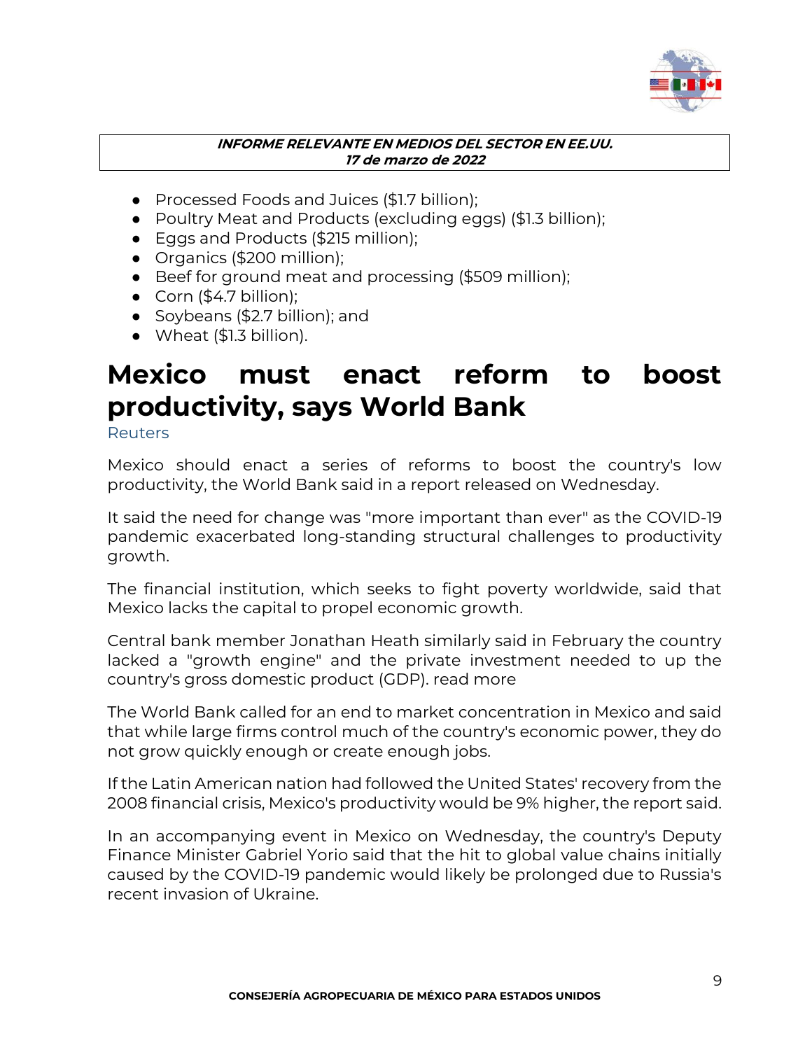- Processed Foods and Juices ($1.7 billion);
- Poultry Meat and Products (excluding eggs) ($1.3 billion);
- Eggs and Products ($215 million);
- Organics ($200 million);
- Beef for ground meat and processing ($509 million);
- Corn ($4.7 billion);
- Soybeans ($2.7 billion); and
- Wheat ($1.3 billion).

# Mexico must enact reform to boost productivity, says World Bank

Reuters

Mexico should enact a series of reforms to boost the country's low productivity, the World Bank said in a report released on Wednesday.

It said the need for change was "more important than ever" as the COVID-19 pandemic exacerbated long-standing structural challenges to productivity growth.

The financial institution, which seeks to fight poverty worldwide, said that Mexico lacks the capital to propel economic growth.

Central bank member Jonathan Heath similarly said in February the country lacked a "growth engine" and the private investment needed to up the country's gross domestic product (GDP). read more

The World Bank called for an end to market concentration in Mexico and said that while large firms control much of the country's economic power, they do not grow quickly enough or create enough jobs.

If the Latin American nation had followed the United States' recovery from the 2008 financial crisis, Mexico's productivity would be 9% higher, the report said.

In an accompanying event in Mexico on Wednesday, the country's Deputy Finance Minister Gabriel Yorio said that the hit to global value chains initially caused by the COVID-19 pandemic would likely be prolonged due to Russia's recent invasion of Ukraine.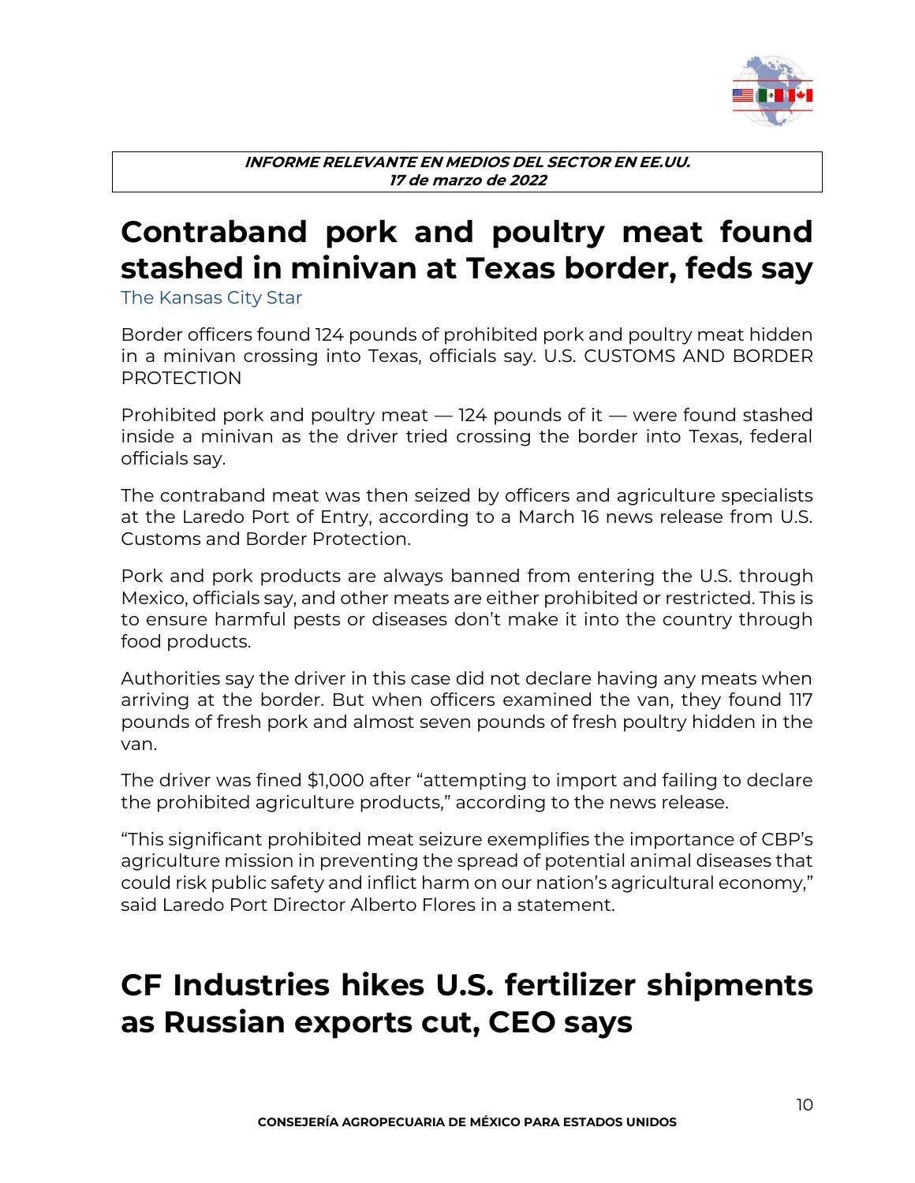# Contraband pork and poultry meat found stashed in minivan at Texas border, feds say

The Kansas City Star

Border officers found 124 pounds of prohibited pork and poultry meat hidden in a minivan crossing into Texas, officials say. U.S. CUSTOMS AND BORDER PROTECTION

Prohibited pork and poultry meat — 124 pounds of it — were found stashed inside a minivan as the driver tried crossing the border into Texas, federal officials say.

The contraband meat was then seized by officers and agriculture specialists at the Laredo Port of Entry, according to a March 16 news release from U.S. Customs and Border Protection.

Pork and pork products are always banned from entering the U.S. through Mexico, officials say, and other meats are either prohibited or restricted. This is to ensure harmful pests or diseases don't make it into the country through food products.

Authorities say the driver in this case did not declare having any meats when arriving at the border. But when officers examined the van, they found 117 pounds of fresh pork and almost seven pounds of fresh poultry hidden in the van.

The driver was fined $1,000 after "attempting to import and failing to declare the prohibited agriculture products," according to the news release.

"This significant prohibited meat seizure exemplifies the importance of CBP's agriculture mission in preventing the spread of potential animal diseases that could risk public safety and inflict harm on our nation's agricultural economy," said Laredo Port Director Alberto Flores in a statement.

# CF Industries hikes U.S. fertilizer shipments as Russian exports cut, CEO says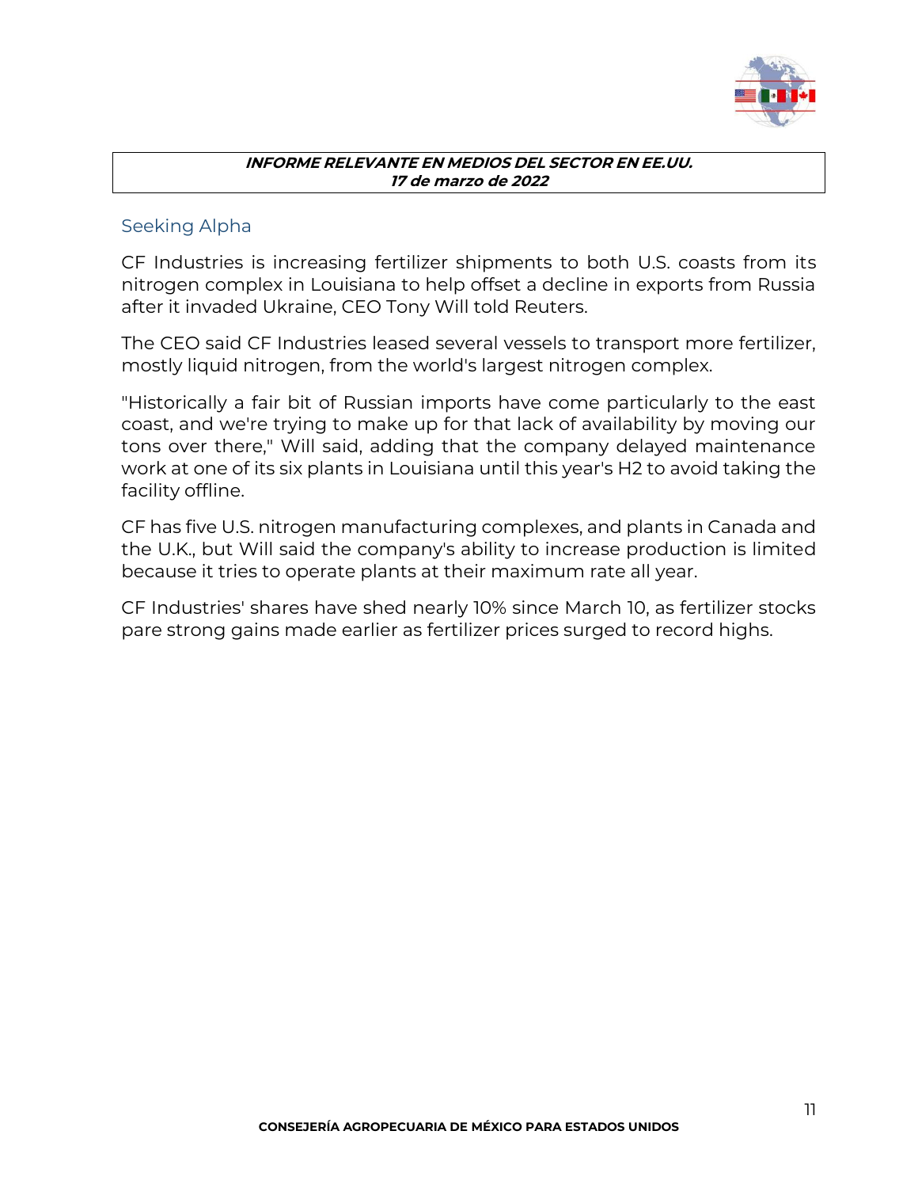**_INFORME RELEVANTE EN MEDIOS DEL SECTOR EN EE.UU._**
**_17 de marzo de 2022_**

## Seeking Alpha

CF Industries is increasing fertilizer shipments to both U.S. coasts from its nitrogen complex in Louisiana to help offset a decline in exports from Russia after it invaded Ukraine, CEO Tony Will told Reuters.

The CEO said CF Industries leased several vessels to transport more fertilizer, mostly liquid nitrogen, from the world's largest nitrogen complex.

"Historically a fair bit of Russian imports have come particularly to the east coast, and we're trying to make up for that lack of availability by moving our tons over there," Will said, adding that the company delayed maintenance work at one of its six plants in Louisiana until this year's H2 to avoid taking the facility offline.

CF has five U.S. nitrogen manufacturing complexes, and plants in Canada and the U.K., but Will said the company's ability to increase production is limited because it tries to operate plants at their maximum rate all year.

CF Industries' shares have shed nearly 10% since March 10, as fertilizer stocks pare strong gains made earlier as fertilizer prices surged to record highs.